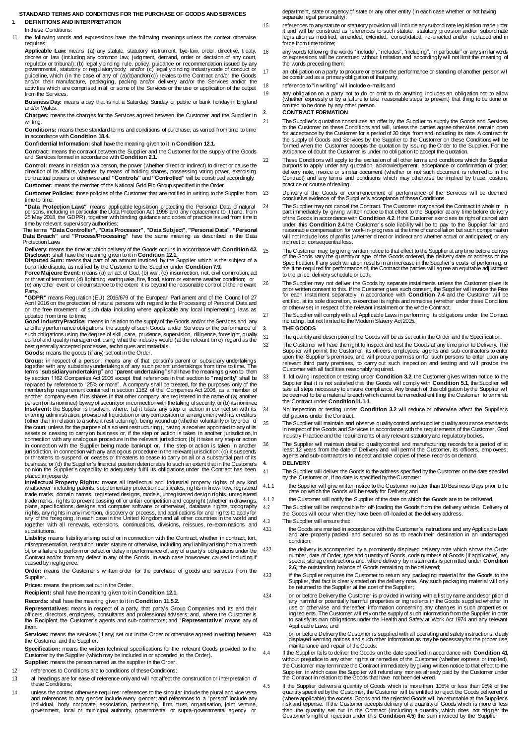# STANDARD TERMS AND CONDITIONS FOR THE PURCHASE OF GOODS AND SERVICES

## 1. DEFINITIONS AND INTERPRETATION

In these Conditions:

1.1 the following words and expressions have the following meanings unless the context otherwise requires:

**Applicable Law:** means (a) any statute, statutory instrument, bye-law, order, directive, treaty, decree or law (including any common law, judgment, demand, order or decision of any court, regulator or tribunal); (b) legally binding rule, policy, guidance or recommendation issued by any governmental, statutory or regulatory body; and/or (c) legally binding industry code of conduct or guideline, which (in the case of any of (a)(b)and/or(c)) relates to the Contract and/or the Goods and/or their manufacture, packaging, packing and/or delivery and/or the Services and/or the activities which are comprised in all or some of the Services or the use or application of the output from the Services.

**Business Day:** means a day that is not a Saturday, Sunday or public or bank holiday in England and/or Wales.

**Charges:** means the charges for the Services agreed between the Customer and the Supplier in writing.

**Conditions:** means these standard terms and conditions of purchase, as varied from time to time in accordance with **Condition 18.4.**

**Confidential Information:** shall have the meaning given to it in **Condition 12.1.**

**Contract:** means the contract between the Supplier and the Customer for the supply of the Goods and Services formed in accordance with **Condition 2.1.**

**Control:** means in relation to a person, the power (whether direct or indirect) to direct or cause the direction of its affairs, whether by means of holding shares, possessing voting power, exercising contractual powers or otherwise and **"Controls"** and **"Controlled"** will be construed accordingly.

**Customer:** means the member of the National Grid Plc Group specified in the Order.

**Customer Policies:** those policies of the Customer that are notified in writing to the Supplier from time to time.

**"Data Protection Laws"** means applicable legislation protecting the Personal Data of natural persons, including in particular the Data Protection Act 1998 and any replacement to it (and, from 25 May 2018, the GDPR), together with binding guidance and codes of practice issued from time to time by relevant supervisory authorities;

The terms **"Data Controller"**, **"Data Processor"**, **"Data Subject"**, **"Personal Data"**, **"Personal Data Breach"** and **"Process/Processing"** have the same meaning as described in the Data Protection Laws

**Delivery:** means the time at which delivery of the Goods occurs in accordance with **Condition 4.2**.

**Discloser:** shall have the meaning given to it in **Condition 12.1.**

**Disputed Sum:** means that part of an amount invoiced by the Supplier which is the subject of a bona fide dispute, as notified by the Customer to the Supplier under **Condition 7.9.**

**Force Majeure Event:** means (a) an act of God; (b) war, (c) insurrection, riot, civil commotion, act or threat of terrorism; (d) lightning, earthquake, fire, flood, storm or extreme weather condition; or (e) any other event or circumstance to the extent it is beyond the reasonable control of the relevant Party.

**"GDPR"** means Regulation (EU) 2016/679 of the European Parliament and of the Council of 27 April 2016 on the protection of natural persons with regard to the Processing of Personal Data and on the free movement of such data including where applicable any local implementing laws as updated from time to time;

**Good Industry Practice:** means in relation to the supply of the Goods and/or the Services and any ancillary performance obligations, the supply of such Goods and/or Services or the performance of such obligations using the degree of skill, care, prudence, supervision, diligence, foresight, quality control and quality management using what the industry would (at the relevant time) regard as the best generally accepted processes, techniques and materials.

**Goods:** means the goods (if any) set out in the Order.

**Group:** in respect of a person, means any of that person's parent or subsidiary undertakings together with any subsidiary undertakings of any such parent undertakings from time to time. The terms "**subsidiary undertaking**" and "**parent undertaking**" shall have the meanings given to them by section 1162 Companies Act 2006 except that references in that section to "**majority**" shall be replaced by reference to "25% or more". A company shall be treated, for the purposes only of the membership requirement contained in section 1162 of the Companies Act 2006, as a member of another company even if its shares in that other company are registered in the name of (a) another person (or its nominee) by way of security or in connection with the taking of security, or (b) its nominee.

**Insolvent:** where the Supplier is Insolvent where: (a) it takes any step or action in connection with its entering administration, provisional liquidation or any composition or arrangement with its creditors (other than in relation to a solvent restructuring), being wound up (whether voluntarily or by order of the court, unless for the purpose of a solvent restructuring), having a receiver appointed to any of its assets or ceasing to carry on business or, if the step or action is taken in another jurisdiction, in connection with any analogous procedure in the relevant jurisdiction; (b) it takes any step or action in connection with the Supplier being made bankrupt or, if the step or action is taken in another jurisdiction, in connection with any analogous procedure in the relevant jurisdiction; (c) it suspends, or threatens to suspend, or ceases or threatens to cease to carry on all or a substantial part of its business; or (d) the Supplier's financial position deteriorates to such an extent that in the Customer's opinion the Supplier's capability to adequately fulfil its obligations under the Contract has been placed in jeopardy.

**Intellectual Property Rights:** means all intellectual and industrial property rights of any kind whatsoever including patents, supplementary protection certificates, rights in know-how, registered trade marks, domain names, registered designs, models, unregistered design rights, unregistered trade marks, rights to prevent passing off or unfair competition and copyright (whether in drawings, plans, specifications, designs and computer software or otherwise), database rights, topography rights, any rights in any invention, discovery or process, and applications for and rights to apply for any of the foregoing, in each case in the United Kingdom and all other countries in the world and together with all renewals, extensions, continuations, divisions, reissues, re-examinations and substitutions.

**Liability:** means liability arising out of or in connection with the Contract, whether in contract, tort, misrepresentation, restitution, under statute or otherwise, including any liability arising from a breach of, or a failure to perform or defect or delay in performance of, any of a party's obligations under the Contract and/or from any defect in any of the Goods, in each case howsoever caused including if caused by negligence.

**Order:** means the Customer's written order for the purchase of goods and services from the Supplier.

**Prices:** means the prices set out in the Order.

**Recipient:** shall have the meaning given to it in **Condition 12.1.**

**Records:** shall have the meaning given to it in **Condition 11.5.2.**

**Representatives:** means in respect of a party, that party's Group Companies and its and their officers, directors, employees, consultants and professional advisers; and, where the Customer is the Recipient, the Customer's agents and sub-contractors; and "**Representative**" means any of them.

**Services:** means the services (if any) set out in the Order or otherwise agreed in writing between the Customer and the Supplier.

**Specification:** means the written technical specifications for the relevant Goods provided to the Customer by the Supplier (which may be included in or appended to the Order).

**Supplier:** means the person named as the supplier in the Order.

1.2 references to Conditions are to conditions of these Conditions;

1.3 all headings are for ease of reference only and will not affect the construction or interpretation of these Conditions;

1.4 unless the context otherwise requires: references to the singular include the plural and vice versa and references to any gender include every gender; and references to a "person" include any individual, body corporate, association, partnership, firm, trust, organisation, joint venture, government, local or municipal authority, governmental or supra-governmental agency or department, state or agency of state or any other entity (in each case whether or not having separate legal personality);

1.5 references to any statute or statutory provision will include any subordinate legislation made under it and will be construed as references to such statute, statutory provision and/or subordinate legislation as modified, amended, extended, consolidated, re-enacted and/or replaced and in force from time to time;

1.6 any words following the words "include", "includes", "including", "in particular" or any similar words or expressions will be construed without limitation and accordingly will not limit the meaning of the words preceding them;

1.7 an obligation on a party to procure or ensure the performance or standing of another person will be construed as a primary obligation of that party;

1.8 reference to "in writing" will include e-mails; and

1.9 any obligation on a party not to do or omit to do anything includes an obligation not to allow (whether expressly or by a failure to take reasonable steps to prevent) that thing to be done or omitted to be done by any other person.

## 2. CONTRACT FORMATION

2.1 The Supplier's quotation constitutes an offer by the Supplier to supply the Goods and Services to the Customer on these Conditions and will, unless the parties agree otherwise, remain open for acceptance by the Customer for a period of 30 days from and including its date. A contract for the supply of Goods and Services by the Supplier to the Customer on these Conditions will be formed when the Customer accepts the quotation by issuing the Order to the Supplier. For the avoidance of doubt the Customer is under no obligation to accept the quotation.

2.2 These Conditions will apply to the exclusion of all other terms and conditions which the Supplier purports to apply under any quotation, acknowledgement, acceptance or confirmation of order, delivery note, invoice or similar document (whether or not such document is referred to in the Contract) and any terms and conditions which may otherwise be implied by trade, custom, practice or course of dealing.

2.3 Delivery of the Goods or commencement of performance of the Services will be deemed conclusive evidence of the Supplier's acceptance of these Conditions.

2.4 The Supplier may not cancel the Contract. The Customer may cancel the Contract in whole or in part immediately by giving written notice to that effect to the Supplier at any time before delivery of the Goods in accordance with **Condition 4.2**. If the Customer exercises its right of cancellation under this **Condition 2.4** the Customer's sole liability will be to pay to the Supplier fair and reasonable compensation for work-in-progress at the time of cancellation but such compensation will not include loss of profits (whether direct or indirect and whether actual or anticipated) or any indirect or consequential loss.

2.5 The Customer may, by giving written notice to that effect to the Supplier at any time before delivery of the Goods vary the quantity or type of the Goods ordered, the delivery date or address or the Specification. If any such variation results in an increase in the Supplier's costs of performing, or the time required for performance of, the Contract the parties will agree an equitable adjustment to the price, delivery schedule or both.

2.6 The Supplier may not deliver the Goods by separate instalments unless the Customer gives its prior written consent to this. If the Customer gives such consent, the Supplier will invoice the Price for each instalment separately in accordance with **Condition 7.4** and the Customer will be entitled, at its sole discretion, to exercise its rights and remedies (whether under these Conditions or otherwise) in respect of the relevant instalment or the whole Contract.

2.7 The Supplier will comply with all Applicable Laws in performing its obligations under the Contract including, but not limited to the Modern Slavery Act 2015.

## 3. THE GOODS

3.1 The quantity and description of the Goods will be as set out in the Order and the Specification.

3.2 The Customer will have the right to inspect and test the Goods at any time prior to Delivery. The Supplier will permit the Customer, its officers, employees, agents and sub-contractors to enter upon the Supplier's premises, and will procure permission for such persons to enter upon any relevant third party premises, to carry out such inspection and testing and will provide the Customer with all facilities reasonably required.

3.3 If, following inspection or testing under **Condition 3.2**, the Customer gives written notice to the Supplier that it is not satisfied that the Goods will comply with **Condition 5.1**, the Supplier will take all steps necessary to ensure compliance. Any breach of this obligation by the Supplier will be deemed to be a material breach which cannot be remedied entitling the Customer to terminate the Contract under **Condition 11.1.1**.

3.4 No inspection or testing under **Condition 3.2** will reduce or otherwise affect the Supplier's obligations under the Contract.

3.5 The Supplier will maintain and observe quality control and supplier quality assurance standards in respect of the Goods and Services in accordance with the requirements of the Customer, Good Industry Practice and the requirements of any relevant statutory and regulatory bodies.

3.6 The Supplier will maintain detailed quality control and manufacturing records for a period of at least 12 years from the date of Delivery and will permit the Customer, its officers, employees, agents and sub-contractors to inspect and take copies of these records on demand.

## 4. DELIVERY

4.1 The Supplier will deliver the Goods to the address specified by the Customer on the date specified by the Customer or, if no date is specified by the Customer:

4.1.1 the Supplier will give written notice to the Customer no later than 10 Business Days prior to the date on which the Goods will be ready for Delivery; and

4.1.2 the Customer will notify the Supplier of the date on which the Goods are to be delivered.

4.2 The Supplier will be responsible for off-loading the Goods from the delivery vehicle. Delivery of the Goods will occur when they have been off-loaded at the delivery address.

4.3 The Supplier will ensure that:

4.3.1 the Goods are marked in accordance with the Customer's instructions and any Applicable Laws and are properly packed and secured so as to reach their destination in an undamaged condition;

4.3.2 the delivery is accompanied by a prominently displayed delivery note which shows the Order number, date of Order, type and quantity of Goods, code numbers of Goods (if applicable), any special storage instructions and, where delivery by instalments is permitted under **Condition 2.6**, the outstanding balance of Goods remaining to be delivered;

4.3.3 if the Supplier requires the Customer to return any packaging material for the Goods to the Supplier, that fact is clearly stated on the delivery note. Any such packaging material will only be returned to the Supplier at the cost of the Supplier;

4.3.4 on or before Delivery the Customer is provided in writing with a list by name and description of any harmful or potentially harmful properties or ingredients in the Goods supplied whether in use or otherwise and thereafter information concerning any changes in such properties or ingredients. The Customer will rely on the supply of such information from the Supplier in order to satisfy its own obligations under the Health and Safety at Work Act 1974 and any relevant Applicable Laws; and

4.3.5 on or before Delivery the Customer is supplied with all operating and safety instructions, clearly displayed warning notices and such other information as may be necessary for the proper use, maintenance and repair of the Goods.

4.4 If the Supplier fails to deliver the Goods on the date specified in accordance with **Condition 4.1**, without prejudice to any other rights or remedies of the Customer (whether express or implied), the Customer may terminate the Contract immediately by giving written notice to that effect to the Supplier, in which case the Supplier will refund any monies already paid by the Customer under the Contract in relation to the Goods that have not been delivered.

4.5 If the Supplier delivers a quantity of Goods which is more than 105% or less than 95% of the quantity specified by the Customer, the Customer will be entitled to reject the Goods delivered or (where applicable) the excess Goods and the rejected Goods will be returnable at the Supplier's risk and expense. If the Customer accepts delivery of a quantity of Goods which is more or less than the quantity set out in the Contract (including a quantity which does not trigger the Customer's right of rejection under this **Condition 4.5**) the sum invoiced by the Supplier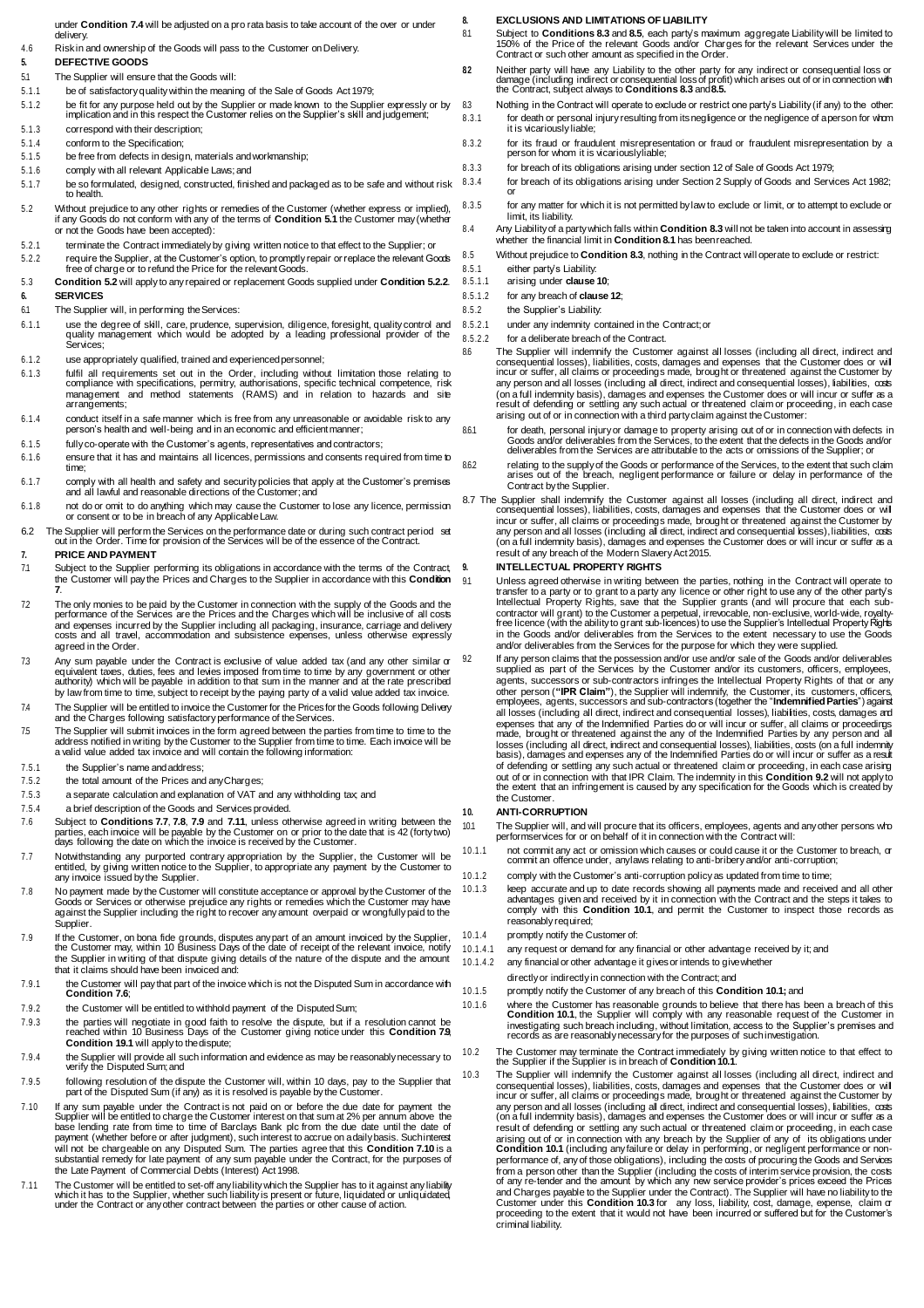under **Condition 7.4** will be adjusted on a pro rata basis to take account of the over or under delivery.

4.6 Risk in and ownership of the Goods will pass to the Customer on Delivery.

## 5. DEFECTIVE GOODS

5.1 The Supplier will ensure that the Goods will:

5.1.1 be of satisfactory quality within the meaning of the Sale of Goods Act 1979;

5.1.2 be fit for any purpose held out by the Supplier or made known to the Supplier expressly or by implication and in this respect the Customer relies on the Supplier's skill and judgement;

5.1.3 correspond with their description;

5.1.4 conform to the Specification;

5.1.5 be free from defects in design, materials and workmanship;

5.1.6 comply with all relevant Applicable Laws; and

5.1.7 be so formulated, designed, constructed, finished and packaged as to be safe and without risk to health.

5.2 Without prejudice to any other rights or remedies of the Customer (whether express or implied), if any Goods do not conform with any of the terms of **Condition 5.1** the Customer may (whether or not the Goods have been accepted):

5.2.1 terminate the Contract immediately by giving written notice to that effect to the Supplier; or

5.2.2 require the Supplier, at the Customer's option, to promptly repair or replace the relevant Goods free of charge or to refund the Price for the relevant Goods.

5.3 **Condition 5.2** will apply to any repaired or replacement Goods supplied under **Condition 5.2.2**.

## 6. SERVICES

6.1 The Supplier will, in performing the Services:

6.1.1 use the degree of skill, care, prudence, supervision, diligence, foresight, quality control and quality management which would be adopted by a leading professional provider of the Services;

6.1.2 use appropriately qualified, trained and experienced personnel;

6.1.3 fulfil all requirements set out in the Order, including without limitation those relating to compliance with specifications, permitry, authorisations, specific technical competence, risk management and method statements (RAMS) and in relation to hazards and site arrangements;

6.1.4 conduct itself in a safe manner which is free from any unreasonable or avoidable risk to any person's health and well-being and in an economic and efficient manner;

6.1.5 fully co-operate with the Customer's agents, representatives and contractors;

6.1.6 ensure that it has and maintains all licences, permissions and consents required from time to time;

6.1.7 comply with all health and safety and security policies that apply at the Customer's premises and all lawful and reasonable directions of the Customer; and

6.1.8 not do or omit to do anything which may cause the Customer to lose any licence, permission or consent or to be in breach of any Applicable Law.

6.2 The Supplier will perform the Services on the performance date or during such contract period set out in the Order. Time for provision of the Services will be of the essence of the Contract.

## 7. PRICE AND PAYMENT

7.1 Subject to the Supplier performing its obligations in accordance with the terms of the Contract, the Customer will pay the Prices and Charges to the Supplier in accordance with this **Condition 7**.

7.2 The only monies to be paid by the Customer in connection with the supply of the Goods and the performance of the Services are the Prices and the Charges which will be inclusive of all costs and expenses incurred by the Supplier including all packaging, insurance, carriage and delivery costs and all travel, accommodation and subsistence expenses, unless otherwise expressly agreed in the Order.

7.3 Any sum payable under the Contract is exclusive of value added tax (and any other similar or equivalent taxes, duties, fees and levies imposed from time to time by any government or other authority) which will be payable in addition to that sum in the manner and at the rate prescribed by law from time to time, subject to receipt by the paying party of a valid value added tax invoice.

7.4 The Supplier will be entitled to invoice the Customer for the Prices for the Goods following Delivery and the Charges following satisfactory performance of the Services.

7.5 The Supplier will submit invoices in the form agreed between the parties from time to time to the address notified in writing by the Customer to the Supplier from time to time. Each invoice will be a valid value added tax invoice and will contain the following information:

7.5.1 the Supplier's name and address;

7.5.2 the total amount of the Prices and any Charges;

7.5.3 a separate calculation and explanation of VAT and any withholding tax; and

7.5.4 a brief description of the Goods and Services provided.

7.6 Subject to **Conditions 7.7**, **7.8**, **7.9** and **7.11**, unless otherwise agreed in writing between the parties, each invoice will be payable by the Customer on or prior to the date that is 42 (forty two) days following the date on which the invoice is received by the Customer.

7.7 Notwithstanding any purported contrary appropriation by the Supplier, the Customer will be entitled, by giving written notice to the Supplier, to appropriate any payment by the Customer to any invoice issued by the Supplier.

7.8 No payment made by the Customer will constitute acceptance or approval by the Customer of the Goods or Services or otherwise prejudice any rights or remedies which the Customer may have against the Supplier including the right to recover any amount overpaid or wrongfully paid to the Supplier.

7.9 If the Customer, on bona fide grounds, disputes any part of an amount invoiced by the Supplier, the Customer may, within 10 Business Days of the date of receipt of the relevant invoice, notify the Supplier in writing of that dispute giving details of the nature of the dispute and the amount that it claims should have been invoiced and:

7.9.1 the Customer will pay that part of the invoice which is not the Disputed Sum in accordance with **Condition 7.6**;

7.9.2 the Customer will be entitled to withhold payment of the Disputed Sum;

7.9.3 the parties will negotiate in good faith to resolve the dispute, but if a resolution cannot be reached within 10 Business Days of the Customer giving notice under this **Condition 7.9**, **Condition 19.1** will apply to the dispute;

7.9.4 the Supplier will provide all such information and evidence as may be reasonably necessary to verify the Disputed Sum; and

7.9.5 following resolution of the dispute the Customer will, within 10 days, pay to the Supplier that part of the Disputed Sum (if any) as it is resolved is payable by the Customer.

7.10 If any sum payable under the Contract is not paid on or before the due date for payment the Supplier will be entitled to charge the Customer interest on that sum at 2% per annum above the base lending rate from time to time of Barclays Bank plc from the due date until the date of payment (whether before or after judgment), such interest to accrue on a daily basis. Such interest will not be chargeable on any Disputed Sum. The parties agree that this **Condition 7.10** is a substantial remedy for late payment of any sum payable under the Contract, for the purposes of the Late Payment of Commercial Debts (Interest) Act 1998.

7.11 The Customer will be entitled to set-off any liability which the Supplier has to it against any liability which it has to the Supplier, whether such liability is present or future, liquidated or unliquidated, under the Contract or any other contract between the parties or other cause of action.

## 8. EXCLUSIONS AND LIMITATIONS OF LIABILITY

8.1 Subject to **Conditions 8.3** and **8.5**, each party's maximum aggregate Liability will be limited to 150% of the Price of the relevant Goods and/or Charges for the relevant Services under the Contract or such other amount as specified in the Order.

8.2 Neither party will have any Liability to the other party for any indirect or consequential loss or damage (including indirect or consequential loss of profit) which arises out of or in connection with the Contract, subject always to **Conditions 8.3** and **8.5.**

8.3 Nothing in the Contract will operate to exclude or restrict one party's Liability (if any) to the other:

8.3.1 for death or personal injury resulting from its negligence or the negligence of a person for whom it is vicariously liable;

8.3.2 for its fraud or fraudulent misrepresentation or fraud or fraudulent misrepresentation by a person for whom it is vicariously liable;

8.3.3 for breach of its obligations arising under section 12 of Sale of Goods Act 1979;

8.3.4 for breach of its obligations arising under Section 2 Supply of Goods and Services Act 1982; or

8.3.5 for any matter for which it is not permitted by law to exclude or limit, or to attempt to exclude or limit, its liability.

8.4 Any Liability of a party which falls within **Condition 8.3** will not be taken into account in assessing whether the financial limit in **Condition 8.1** has been reached.

8.5 Without prejudice to **Condition 8.3**, nothing in the Contract will operate to exclude or restrict:

8.5.1 either party's Liability:

8.5.1.1 arising under **clause 10**;

8.5.1.2 for any breach of **clause 12**;

8.5.2 the Supplier's Liability:

8.5.2.1 under any indemnity contained in the Contract; or

8.5.2.2 for a deliberate breach of the Contract.

8.6 The Supplier will indemnify the Customer against all losses (including all direct, indirect and consequential losses), liabilities, costs, damages and expenses that the Customer does or will incur or suffer, all claims or proceedings made, brought or threatened against the Customer by any person and all losses (including all direct, indirect and consequential losses), liabilities, costs (on a full indemnity basis), damages and expenses the Customer does or will incur or suffer as a result of defending or settling any such actual or threatened claim or proceeding, in each case arising out of or in connection with a third party claim against the Customer:

8.6.1 for death, personal injury or damage to property arising out of or in connection with defects in Goods and/or deliverables from the Services, to the extent that the defects in the Goods and/or deliverables from the Services are attributable to the acts or omissions of the Supplier; or

8.6.2 relating to the supply of the Goods or performance of the Services, to the extent that such claim arises out of the breach, negligent performance or failure or delay in performance of the Contract by the Supplier.

8.7 The Supplier shall indemnify the Customer against all losses (including all direct, indirect and consequential losses), liabilities, costs, damages and expenses that the Customer does or will incur or suffer, all claims or proceedings made, brought or threatened against the Customer by any person and all losses (including all direct, indirect and consequential losses), liabilities, costs (on a full indemnity basis), damages and expenses the Customer does or will incur or suffer as a result of any breach of the Modern Slavery Act 2015.

## 9. INTELLECTUAL PROPERTY RIGHTS

9.1 Unless agreed otherwise in writing between the parties, nothing in the Contract will operate to transfer to a party or to grant to a party any licence or other right to use any of the other party's Intellectual Property Rights, save that the Supplier grants (and will procure that each sub-contractor will grant) to the Customer a perpetual, irrevocable, non-exclusive, world-wide, royalty-free licence (with the ability to grant sub-licences) to use the Supplier's Intellectual Property Rights in the Goods and/or deliverables from the Services to the extent necessary to use the Goods and/or deliverables from the Services for the purpose for which they were supplied.

9.2 If any person claims that the possession and/or use and/or sale of the Goods and/or deliverables supplied as part of the Services by the Customer and/or its customers, officers, employees, agents, successors or sub-contractors infringes the Intellectual Property Rights of that or any other person (**"IPR Claim"**), the Supplier will indemnify, the Customer, its customers, officers, employees, agents, successors and sub-contractors (together the "**Indemnified Parties**") against all losses (including all direct, indirect and consequential losses), liabilities, costs, damages and expenses that any of the Indemnified Parties do or will incur or suffer, all claims or proceedings made, brought or threatened against the any of the Indemnified Parties by any person and all losses (including all direct, indirect and consequential losses), liabilities, costs (on a full indemnity basis), damages and expenses any of the Indemnified Parties do or will incur or suffer as a result of defending or settling any such actual or threatened claim or proceeding, in each case arising out of or in connection with that IPR Claim. The indemnity in this **Condition 9.2** will not apply to the extent that an infringement is caused by any specification for the Goods which is created by the Customer.

## 10. ANTI-CORRUPTION

10.1 The Supplier will, and will procure that its officers, employees, agents and any other persons who perform services for or on behalf of it in connection with the Contract will:

10.1.1 not commit any act or omission which causes or could cause it or the Customer to breach, or commit an offence under, any laws relating to anti-bribery and/or anti-corruption;

10.1.2 comply with the Customer's anti-corruption policy as updated from time to time;

10.1.3 keep accurate and up to date records showing all payments made and received and all other advantages given and received by it in connection with the Contract and the steps it takes to comply with this **Condition 10.1**, and permit the Customer to inspect those records as reasonably required;

10.1.4 promptly notify the Customer of:

10.1.4.1 any request or demand for any financial or other advantage received by it; and

10.1.4.2 any financial or other advantage it gives or intends to give whether

directly or indirectly in connection with the Contract; and

10.1.5 promptly notify the Customer of any breach of this **Condition 10.1;** and

10.1.6 where the Customer has reasonable grounds to believe that there has been a breach of this **Condition 10.1**, the Supplier will comply with any reasonable request of the Customer in investigating such breach including, without limitation, access to the Supplier's premises and records as are reasonably necessary for the purposes of such investigation.

10.2 The Customer may terminate the Contract immediately by giving written notice to that effect to the Supplier if the Supplier is in breach of **Condition 10.1**.

10.3 The Supplier will indemnify the Customer against all losses (including all direct, indirect and consequential losses), liabilities, costs, damages and expenses that the Customer does or will incur or suffer, all claims or proceedings made, brought or threatened against the Customer by any person and all losses (including all direct, indirect and consequential losses), liabilities, costs (on a full indemnity basis), damages and expenses the Customer does or will incur or suffer as a result of defending or settling any such actual or threatened claim or proceeding, in each case arising out of or in connection with any breach by the Supplier of any of its obligations under **Condition 10.1** (including any failure or delay in performing, or negligent performance or non-performance of, any of those obligations), including the costs of procuring the Goods and Services from a person other than the Supplier (including the costs of interim service provision, the costs of any re-tender and the amount by which any new service provider's prices exceed the Prices and Charges payable to the Supplier under the Contract). The Supplier will have no liability to the Customer under this **Condition 10.3** for any loss, liability, cost, damage, expense, claim or proceeding to the extent that it would not have been incurred or suffered but for the Customer's criminal liability.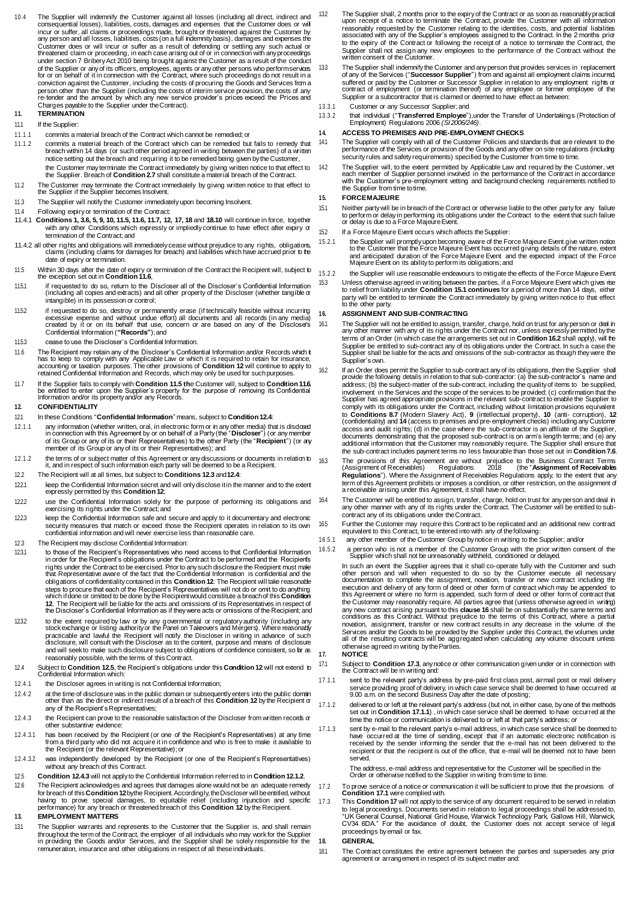10.4 The Supplier will indemnify the Customer against all losses (including all direct, indirect and consequential losses), liabilities, costs, damages and expenses that the Customer does or will incur or suffer, all claims or proceedings made, brought or threatened against the Customer by any person and all losses, liabilities, costs (on a full indemnity basis), damages and expenses the Customer does or will incur or suffer as a result of defending or settling any such actual or threatened claim or proceeding, in each case arising out of or in connection with any proceedings under section 7 Bribery Act 2010 being brought against the Customer as a result of the conduct of the Supplier or any of its officers, employees, agents or any other persons who perform services for or on behalf of it in connection with the Contract, where such proceedings do not result in a conviction against the Customer, including the costs of procuring the Goods and Services from a person other than the Supplier (including the costs of interim service provision, the costs of any re-tender and the amount by which any new service provider's prices exceed the Prices and Charges payable to the Supplier under the Contract).

## 11. TERMINATION

11.1 If the Supplier:

11.1.1 commits a material breach of the Contract which cannot be remedied; or

11.1.2 commits a material breach of the Contract which can be remedied but fails to remedy that breach within 14 days (or such other period agreed in writing between the parties) of a written notice setting out the breach and requiring it to be remedied being given by the Customer,

the Customer may terminate the Contract immediately by giving written notice to that effect to the Supplier. Breach of **Condition 2.7** shall constitute a material breach of the Contract.

11.2 The Customer may terminate the Contract immediately by giving written notice to that effect to the Supplier if the Supplier becomes Insolvent.

11.3 The Supplier will notify the Customer immediately upon becoming Insolvent.

11.4 Following expiry or termination of the Contract:

11.4.1 **Conditions 1, 3.6, 5, 9, 10, 11.5, 11.6, 11.7, 12, 17, 18** and **18.10** will continue in force, together with any other Conditions which expressly or impliedly continue to have effect after expiry or termination of the Contract; and

11.4.2 all other rights and obligations will immediately cease without prejudice to any rights, obligations, claims (including claims for damages for breach) and liabilities which have accrued prior to the date of expiry or termination.

11.5 Within 30 days after the date of expiry or termination of the Contract the Recipient will, subject to the exception set out in **Condition 11.6**,

11.5.1 if requested to do so, return to the Discloser all of the Discloser's Confidential Information (including all copies and extracts) and all other property of the Discloser (whether tangible or intangible) in its possession or control;

11.5.2 if requested to do so, destroy or permanently erase (if technically feasible without incurring excessive expense and without undue effort) all documents and all records (in any media) created by it or on its behalf that use, concern or are based on any of the Discloser's Confidential Information (**"Records"**); and

11.5.3 cease to use the Discloser's Confidential Information.

11.6 The Recipient may retain any of the Discloser's Confidential Information and/or Records which it has to keep to comply with any Applicable Law or which it is required to retain for insurance, accounting or taxation purposes. The other provisions of **Condition 12** will continue to apply to retained Confidential Information and Records, which may only be used for such purposes.

11.7 If the Supplier fails to comply with **Condition 11.5 th**e Customer will, subject to **Condition 11.6**, be entitled to enter upon the Supplier's property for the purpose of removing its Confidential Information and/or its property and/or any Records.

## 12. CONFIDENTIALITY

12.1 In these Conditions "**Confidential Information**" means, subject to **Condition 12.4**:

12.1.1 any information (whether written, oral, in electronic form or in any other media) that is disclosed in connection with this Agreement by or on behalf of a Party (the "**Discloser**") (or any member of its Group or any of its or their Representatives) to the other Party (the "**Recipient**") (or any member of its Group or any of its or their Representatives); and

12.1.2 the terms of or subject matter of this Agreement or any discussions or documents in relation to it, and in respect of such information each party will be deemed to be a Recipient.

12.2 The Recipient will at all times, but subject to **Conditions 12.3** and **12.4**:

12.2.1 keep the Confidential Information secret and will only disclose it in the manner and to the extent expressly permitted by this **Condition 12**;

12.2.2 use the Confidential Information solely for the purpose of performing its obligations and exercising its rights under the Contract; and

12.2.3 keep the Confidential Information safe and secure and apply to it documentary and electronic security measures that match or exceed those the Recipient operates in relation to its own confidential information and will never exercise less than reasonable care.

12.3 The Recipient may disclose Confidential Information:

12.3.1 to those of the Recipient's Representatives who need access to that Confidential Information in order for the Recipient's obligations under the Contract to be performed and the Recipient's rights under the Contract to be exercised. Prior to any such disclosure the Recipient must make that Representative aware of the fact that the Confidential Information is confidential and the obligations of confidentiality contained in this **Condition 12**. The Recipient will take reasonable steps to procure that each of the Recipient's Representatives will not do or omit to do anything which if done or omitted to be done by the Recipient would constitute a breach of this **Condition 12**. The Recipient will be liable for the acts and omissions of its Representatives in respect of the Discloser's Confidential Information as if they were acts or omissions of the Recipient; and

12.3.2 to the extent required by law or by any governmental or regulatory authority (including any stock exchange or listing authority or the Panel on Takeovers and Mergers). Where reasonably practicable and lawful the Recipient will notify the Discloser in writing in advance of such disclosure, will consult with the Discloser as to the content, purpose and means of disclosure and will seek to make such disclosure subject to obligations of confidence consistent, so far as reasonably possible, with the terms of this Contract.

12.4 Subject to **Condition 12.5**, the Recipient's obligations under this **Condition 12** will not extend to Confidential Information which:

12.4.1 the Discloser agrees in writing is not Confidential Information;

12.4.2 at the time of disclosure was in the public domain or subsequently enters into the public domain other than as the direct or indirect result of a breach of this **Condition 12** by the Recipient or any of the Recipient's Representatives;

12.4.3 the Recipient can prove to the reasonable satisfaction of the Discloser from written records or other substantive evidence:

12.4.3.1 has been received by the Recipient (or one of the Recipient's Representatives) at any time from a third party who did not acquire it in confidence and who is free to make it available to the Recipient (or the relevant Representative); or

12.4.3.2 was independently developed by the Recipient (or one of the Recipient's Representatives) without any breach of this Contract.

12.5 **Condition 12.4.3** will not apply to the Confidential Information referred to in **Condition 12.1.2**.

12.6 The Recipient acknowledges and agrees that damages alone would not be an adequate remedy for breach of this **Condition 12** by the Recipient. Accordingly, the Discloser will be entitled, without having to prove special damages, to equitable relief (including injunction and specific performance) for any breach or threatened breach of this **Condition 12** by the Recipient.

## 13. EMPLOYMENT MATTERS

13.1 The Supplier warrants and represents to the Customer that the Supplier is, and shall remain throughout the term of the Contract, the employer of all individuals who may work for the Supplier in providing the Goods and/or Services, and the Supplier shall be solely responsible for the remuneration, insurance and other obligations in respect of all these individuals.

13.2 The Supplier shall, 2 months prior to the expiry of the Contract or as soon as reasonably practical upon receipt of a notice to terminate the Contract, provide the Customer with all information reasonably requested by the Customer relating to the identities, costs, and potential liabilities associated with any of the Supplier's employees assigned to the Contract. In the 2 months prior to the expiry of the Contract or following the receipt of a notice to terminate the Contract, the Supplier shall not assign any new employees to the performance of the Contract without the written consent of the Customer.

13.3 The Supplier shall indemnify the Customer and any person that provides services in replacement of any of the Services ("**Successor Supplier**") from and against all employment claims incurred, suffered or paid by the Customer or Successor Supplier in relation to any employment rights or contract of employment (or termination thereof) of any employee or former employee of the Supplier or a subcontractor that is claimed or deemed to have effect as between:

13.3.1 Customer or any Successor Supplier; and

13.3.2 that individual ("**Transferred Employee**"), under the Transfer of Undertakings (Protection of Employment) Regulations 2006 *(SI 2006/246)*.

## 14. ACCESS TO PREMISES AND PRE-EMPLOYMENT CHECKS

14.1 The Supplier will comply with all of the Customer Policies and standards that are relevant to the performance of the Services or provision of the Goods and any other on site regulations (including security rules and safety requirements) specified by the Customer from time to time.

14.2 The Supplier will, to the extent permitted by Applicable Law and required by the Customer, vet each member of Supplier personnel involved in the performance of the Contract in accordance with the Customer's pre-employment vetting and background checking requirements notified to the Supplier from time to time.

## 15. FORCE MAJEURE

15.1 Neither party will be in breach of the Contract or otherwise liable to the other party for any failure to perform or delay in performing its obligations under the Contract to the extent that such failure or delay is due to a Force Majeure Event.

15.2 If a Force Majeure Event occurs which affects the Supplier:

15.2.1 the Supplier will promptly upon becoming aware of the Force Majeure Event give written notice to the Customer that the Force Majeure Event has occurred giving details of the nature, extent and anticipated duration of the Force Majeure Event and the expected impact of the Force Majeure Event on its ability to perform its obligations; and

15.2.2 the Supplier will use reasonable endeavours to mitigate the effects of the Force Majeure Event.

15.3 Unless otherwise agreed in writing between the parties, if a Force Majeure Event which gives rise to relief from liability under **Condition 15.1 continues** for a period of more than 14 days, either party will be entitled to terminate the Contract immediately by giving written notice to that effect to the other party.

## 16. ASSIGNMENT AND SUB-CONTRACTING

16.1 The Supplier will not be entitled to assign, transfer, charge, hold on trust for any person or deal in any other manner with any of its rights under the Contract nor, unless expressly permitted by the terms of an Order (in which case the arrangements set out in **Condition 16.2** shall apply), will the Supplier be entitled to sub-contract any of its obligations under the Contract. In such a case the Supplier shall be liable for the acts and omissions of the sub-contractor as though they were the Supplier's own.

16.2 If an Order does permit the Supplier to sub-contract any of its obligations, then the Supplier shall provide the following details in relation to that sub-contractor: (a) the sub-contractor's name and address; (b) the subject-matter of the sub-contract, including the quality of items to be supplied, involvement in the Services and the scope of the services to be provided; (c) confirmation that the Supplier has agreed appropriate provisions in the relevant sub-contract to enable the Supplier to comply with its obligations under the Contract, including without limitation provisions equivalent to **Conditions 8.7** (Modern Slavery Act), **9** (intellectual property), **10** (anti- corruption), **12** (confidentiality) and **14** (access to premises and pre-employment checks) including any Customer access and audit rights; (d) in the case where the sub-contractor is an affiliate of the Supplier, documents demonstrating that the proposed sub-contract is on arm's length terms; and (e) any additional information that the Customer may reasonably require. The Supplier shall ensure that the sub-contract includes payment terms no less favourable than those set out in **Condition 7.6**.

16.3 The provisions of this Agreement are without prejudice to the Business Contract Terms (Assignment of Receivables) Regulations 2018 (the "**Assignment of Receivables Regulations**"). Where the Assignment of Receivables Regulations apply, to the extent that any term of this Agreement prohibits or imposes a condition, or other restriction, on the assignment of a receivable arising under this Agreement, it shall have no effect.

16.4 The Customer will be entitled to assign, transfer, charge, hold on trust for any person and deal in any other manner with any of its rights under the Contract. The Customer will be entitled to sub-contract any of its obligations under the Contract.

16.5 Further the Customer may require this Contract to be replicated and an additional new contract equivalent to this Contract, to be entered into with any of the following:

16.5.1 any other member of the Customer Group by notice in writing to the Supplier; and/or

16.5.2 a person who is not a member of the Customer Group with the prior written consent of the Supplier which shall not be unreasonably withheld, conditioned or delayed.

In such an event the Supplier agrees that it shall co-operate fully with the Customer and such other person and will when requested to do so by the Customer execute all necessary documentation to complete the assignment, novation, transfer or new contract including the execution and delivery of any form of deed or other form of contract which may be appended to this Agreement or where no form is appended, such form of deed or other form of contract that the Customer may reasonably require. All parties agree that (unless otherwise agreed in writing) any new contract arising pursuant to this **clause 16** shall be on substantially the same terms and conditions as this Contract. Without prejudice to the terms of this Contract, where a partial novation, assignment, transfer or new contract results in any decrease in the volume of the Services and/or the Goods to be provided by the Supplier under this Contract, the volumes under all of the resulting contracts will be aggregated when calculating any volume discount unless otherwise agreed in writing by the Parties.

## 17. NOTICE

17.1 Subject to **Condition 17.3**, any notice or other communication given under or in connection with the Contract will be in writing and:

17.1.1 sent to the relevant party's address by pre-paid first class post, airmail post or mail delivery service providing proof of delivery, in which case service shall be deemed to have occurred at 9.00 a.m. on the second Business Day after the date of posting;

17.1.2 delivered to or left at the relevant party's address (but not, in either case, by one of the methods set out in **Condition 17.1.1**) , in which case service shall be deemed to have occurred at the time the notice or communication is delivered to or left at that party's address; or

17.1.3 sent by e-mail to the relevant party's e-mail address, in which case service shall be deemed to have occurred at the time of sending, except that if an automatic electronic notification is received by the sender informing the sender that the e-mail has not been delivered to the recipient or that the recipient is out of the office, that e-mail will be deemed not to have been served.

The address, e-mail address and representative for the Customer will be specified in the Order or otherwise notified to the Supplier in writing from time to time.

17.2 To prove service of a notice or communication it will be sufficient to prove that the provisions of **Condition 17.1** were complied with.

17.3 This **Condition 17** will not apply to the service of any document required to be served in relation to legal proceedings. Documents served in relation to legal proceedings shall be addressed to, "UK General Counsel, National Grid House, Warwick Technology Park, Gallows Hill, Warwick, CV34 6DA." For the avoidance of doubt, the Customer does not accept service of legal proceedings by email or fax.

## 18. GENERAL

18.1 The Contract constitutes the entire agreement between the parties and supersedes any prior agreement or arrangement in respect of its subject matter and: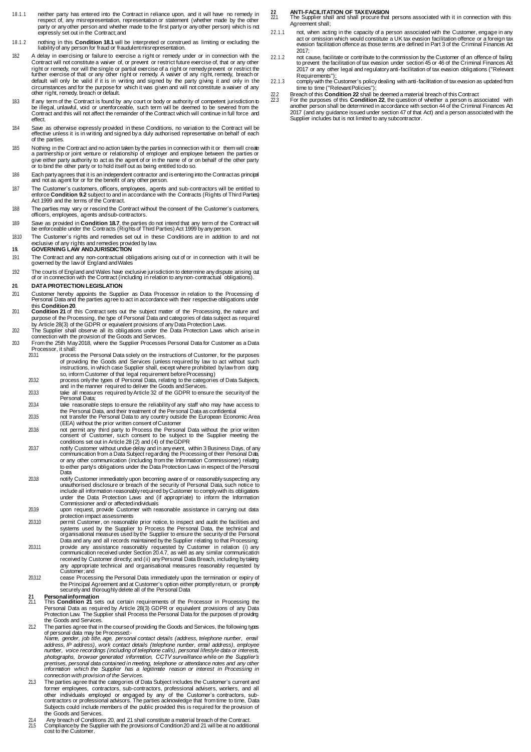18.1.1 neither party has entered into the Contract in reliance upon, and it will have no remedy in respect of, any misrepresentation, representation or statement (whether made by the other party or any other person and whether made to the first party or any other person) which is not expressly set out in the Contract; and

18.1.2 nothing in this **Condition 18.1** will be interpreted or construed as limiting or excluding the liability of any person for fraud or fraudulent misrepresentation.

18.2 A delay in exercising or failure to exercise a right or remedy under or in connection with the Contract will not constitute a waiver of, or prevent or restrict future exercise of, that or any other right or remedy, nor will the single or partial exercise of a right or remedy prevent or restrict the further exercise of that or any other right or remedy. A waiver of any right, remedy, breach or default will only be valid if it is in writing and signed by the party giving it and only in the circumstances and for the purpose for which it was given and will not constitute a waiver of any other right, remedy, breach or default.

18.3 If any term of the Contract is found by any court or body or authority of competent jurisdiction to be illegal, unlawful, void or unenforceable, such term will be deemed to be severed from the Contract and this will not affect the remainder of the Contract which will continue in full force and effect.

18.4 Save as otherwise expressly provided in these Conditions, no variation to the Contract will be effective unless it is in writing and signed by a duly authorised representative on behalf of each of the parties.

18.5 Nothing in the Contract and no action taken by the parties in connection with it or them will create a partnership or joint venture or relationship of employer and employee between the parties or give either party authority to act as the agent of or in the name of or on behalf of the other party or to bind the other party or to hold itself out as being entitled to do so.

18.6 Each party agrees that it is an independent contractor and is entering into the Contract as principal and not as agent for or for the benefit of any other person.

18.7 The Customer's customers, officers, employees, agents and sub-contractors will be entitled to enforce **Condition 9.2** subject to and in accordance with the Contracts (Rights of Third Parties) Act 1999 and the terms of the Contract.

18.8 The parties may vary or rescind the Contract without the consent of the Customer's customers, officers, employees, agents and sub-contractors.

18.9 Save as provided in **Condition 18.7**, the parties do not intend that any term of the Contract will be enforceable under the Contracts (Rights of Third Parties) Act 1999 by any person.

18.10 The Customer's rights and remedies set out in these Conditions are in addition to and not exclusive of any rights and remedies provided by law.

## 19. GOVERNING LAW AND JURISDICTION

19.1 The Contract and any non-contractual obligations arising out of or in connection with it will be governed by the law of England and Wales

19.2 The courts of England and Wales have exclusive jurisdiction to determine any dispute arising out of or in connection with the Contract (including in relation to any non-contractual obligations).

## 20. DATA PROTECTION LEGISLATION

20.1 Customer hereby appoints the Supplier as Data Processor in relation to the Processing of Personal Data and the parties agree to act in accordance with their respective obligations under this **Condition 20**.

20.1 **Condition 21** of this Contract sets out the subject matter of the Processing, the nature and purpose of the Processing, the type of Personal Data and categories of data subject as required by Article 28(3) of the GDPR or equivalent provisions of any Data Protection Laws.

20.2 The Supplier shall observe all its obligations under the Data Protection Laws which arise in connection with the provision of the Goods and Services.

20.3 From the 25th May 2018, where the Supplier Processes Personal Data for Customer as a Data Processor, it shall:

20.3.1 process the Personal Data solely on the instructions of Customer, for the purposes of providing the Goods and Services (unless required by law to act without such instructions, in which case Supplier shall, except where prohibited by law from doing so, inform Customer of that legal requirement before Processing)

20.3.2 process only the types of Personal Data, relating to the categories of Data Subjects, and in the manner required to deliver the Goods and Services.

20.3.3 take all measures required by Article 32 of the GDPR to ensure the security of the Personal Data;

20.3.4 take reasonable steps to ensure the reliability of any staff who may have access to the Personal Data, and their treatment of the Personal Data as confidential

20.3.5 not transfer the Personal Data to any country outside the European Economic Area (EEA) without the prior written consent of Customer

20.3.6 not permit any third party to Process the Personal Data without the prior written consent of Customer, such consent to be subject to the Supplier meeting the conditions set out in Article 28 (2) and (4) of the GDPR

20.3.7 notify Customer without undue delay and in any event, within 3 Business Days, of any communication from a Data Subject regarding the Processing of their Personal Data, or any other communication (including from the Information Commissioner) relating to either party's obligations under the Data Protection Laws in respect of the Personal Data

20.3.8 notify Customer immediately upon becoming aware of or reasonably suspecting any unauthorised disclosure or breach of the security of Personal Data, such notice to include all information reasonably required by Customer to comply with its obligations under the Data Protection Laws and (if appropriate) to inform the Information Commissioner and/ or affected individuals

20.3.9 upon request, provide Customer with reasonable assistance in carrying out data protection impact assessments

20.3.10 permit Customer, on reasonable prior notice, to inspect and audit the facilities and systems used by the Supplier to Process the Personal Data, the technical and organisational measures used by the Supplier to ensure the security of the Personal Data and any and all records maintained by the Supplier relating to that Processing;

20.3.11 provide any assistance reasonably requested by Customer in relation (i) any communication received under Section 20.4.7, as well as any similar communication received by Customer directly; and (ii) any Personal Data Breach, including by taking any appropriate technical and organisational measures reasonably requested by Customer; and

20.3.12 cease Processing the Personal Data immediately upon the termination or expiry of the Principal Agreement and at Customer's option either promptly return, or promptly securely and thoroughly delete all of the Personal Data

## 21 Personal information

21.1 This **Condition 21** sets out certain requirements of the Processor in Processing the Personal Data as required by Article 28(3) GDPR or equivalent provisions of any Data Protection Law. The Supplier shall Process the Personal Data for the purposes of providing the Goods and Services.

21.2 The parties agree that in the course of providing the Goods and Services, the following types of personal data may be Processed:-
*Name, gender, job title, age, personal contact details (address, telephone number, email address, IP address), work contact details (telephone number, email address), employee number, voice recordings (including of telephone calls), personal lifestyle data or interests, photographs, browser generated information, CCTV surveillance while on the Supplier's premises, personal data contained in meeting, telephone or attendance notes and any other information which the Supplier has a legitimate reason or interest in Processing in connection with provision of the Services.*

21.3 The parties agree that the categories of Data Subject includes the Customer's current and former employees, contractors, sub-contractors, professional advisers, workers, and all other individuals employed or engaged by any of the Customer's contractors, sub-contractors or professional advisors. The parties acknowledge that from time to time, Data Subjects could include members of the public provided this is required for the provision of the Goods and Services.

21.4 Any breach of Conditions 20, and 21 shall constitute a material breach of the Contract.

21.5 Compliance by the Supplier with the provisions of Condition 20 and 21 will be at no additional cost to the Customer.

## 22 ANTI-FACILITATION OF TAX EVASION

22.1 The Supplier shall and shall procure that persons associated with it in connection with this Agreement shall;

22.1.1 not, when acting in the capacity of a person associated with the Customer, engage in any act or omission which would constitute a UK tax evasion facilitation offence or a foreign tax evasion facilitation offence as those terms are defined in Part 3 of the Criminal Finances Act 2017;

22.1.2 not cause, facilitate or contribute to the commission by the Customer of an offence of failing to prevent the facilitation of tax evasion under section 45 or 46 of the Criminal Finances Act 2017 or any other legal and regulatory anti-facilitation of tax evasion obligations ("Relevant Requirements");

22.1.3 comply with the Customer's policy dealing with anti-facilitation of tax evasion as updated from time to time ("Relevant Policies");

22.2 Breach of this **Condition 22** shall be deemed a material breach of this Contract

22.3 For the purposes of this **Condition 22**, the question of whether a person is associated with another person shall be determined in accordance with section 44 of the Criminal Finances Act 2017 (and any guidance issued under section 47 of that Act) and a person associated with the Supplier includes but is not limited to any subcontractor.